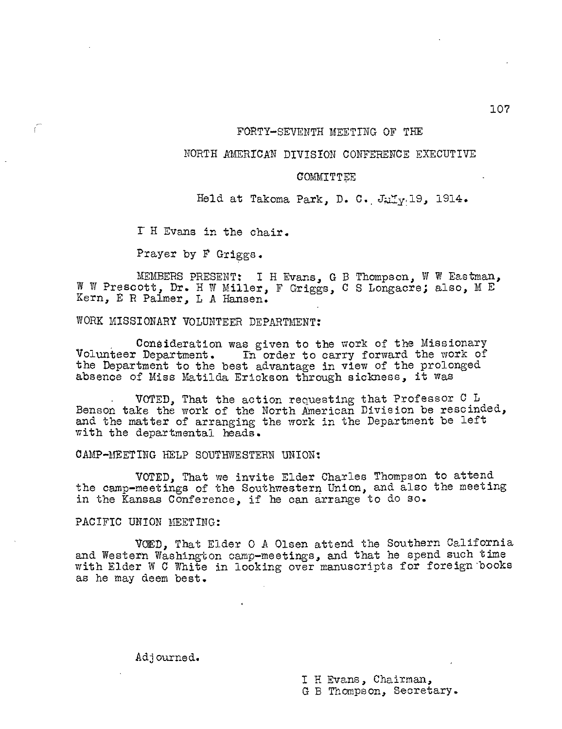# FORTY-SEVENTH MEETING OF THE

# NORTH AMERICAN DIVISION CONFERENCE EXECUTIVE

# COMMITTEE

Held at Takoma Park, D. C. July 19, 1914.

I H Evans in the chair.

Prayer by F Griggs.

MEMBERS PRESENT: I H Evans, G B Thompson, W W Eastman, W W Prescott, Dr. H W Miller, F Griggs, C S Longacre; also, M E Kern, E R Palmer, L A Hansen.

WORK MISSIONARY VOLUNTEER DEPARTMENT:

Consideration was given to the work of the Missionary Volunteer Department. In order to carry forward the work of the Department to the best advantage in view of the prolonged absence of Miss Matilda Erickson through sickness, it was

VOTED, That the action requesting that Professor C L Benson take the work of the North American Division be rescinded, and the matter of arranging the work in the Department be left with the departmental heads.

CAMP-MEETING HELP SOUTHWESTERN UNION:

VOTED, That we invite Elder Charles Thompson to attend the camp-meetings of the Southwestern Union, and also the meeting in the Kansas Conference, if he can arrange to do so.

PACIFIC UNION MEETING:

VOED, That Elder O A Olsen attend the Southern California and Western Washington camp-meetings, and that he spend such time with Elder W C White in looking over manuscripts for foreign books as he may deem best.

Adjourned.

I H Evans, Chairman,
G B Thompson, Secretary.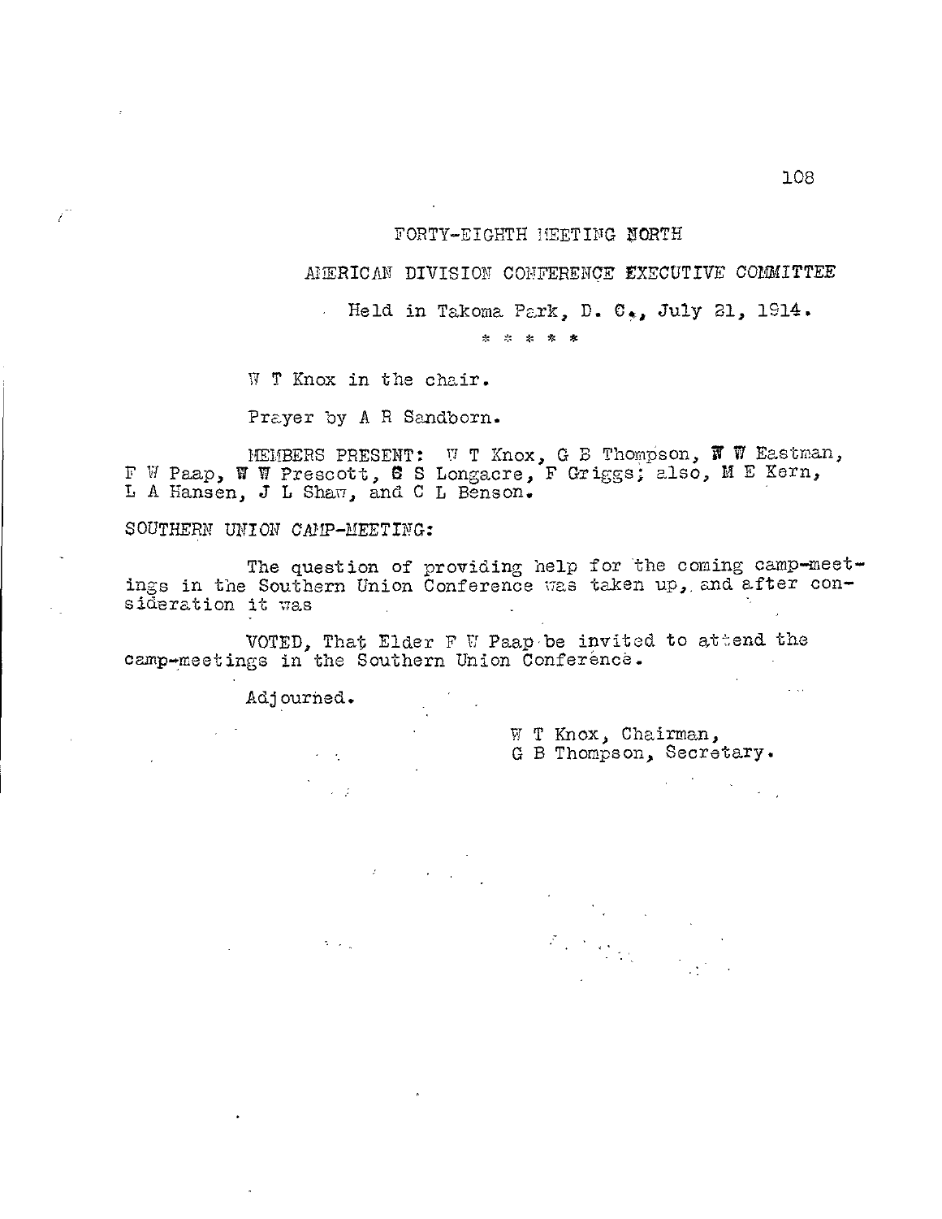## FORTY-EIGHTH MEETING NORTH

## AMERICAN DIVISION CONFERENCE EXECUTIVE COMMITTEE

Held in Takoma Park, D. C., July 21, 1914.

\* \* \* \* \*

W T Knox in the chair.

Prayer by A R Sandborn.

MEMBERS PRESENT: W T Knox, G B Thompson, W W Eastman, F W Paap, W W Prescott, C S Longacre, F Griggs; also, M E Kern, L A Hansen, J L Shaw, and C L Benson.

SOUTHERN UNION CAMP-MEETING:

The question of providing help for the coming camp-meetings in the Southern Union Conference was taken up, and after consideration it was

VOTED, That Elder F W Paap be invited to attend the camp-meetings in the Southern Union Conference.

Adjourned.

W T Knox, Chairman,
G B Thompson, Secretary.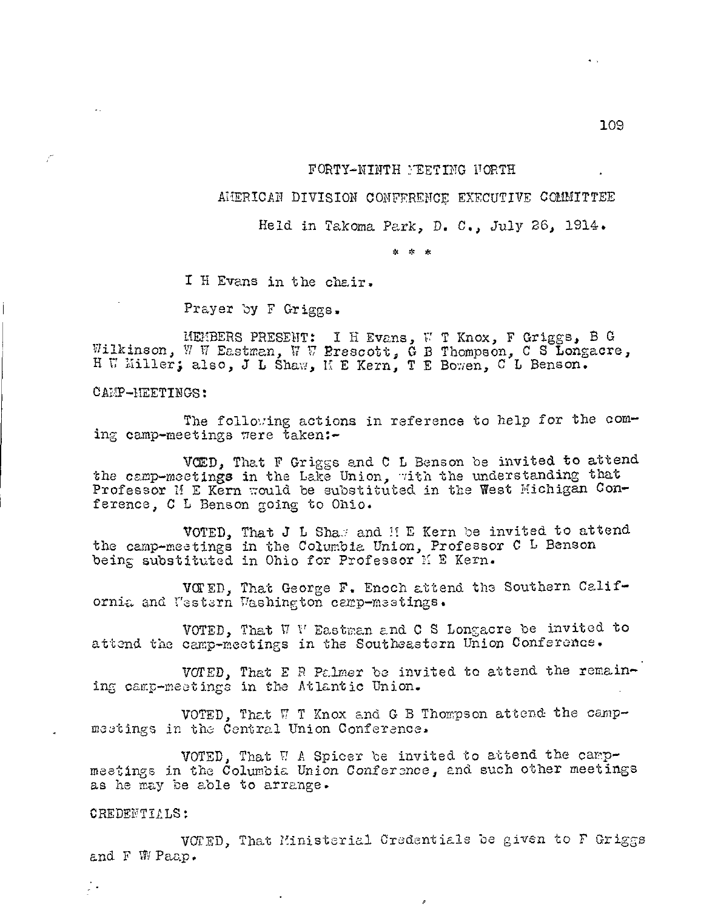FORTY-NINTH MEETING NORTH

AMERICAN DIVISION CONFERENCE EXECUTIVE COMMITTEE

Held in Takoma Park, D. C., July 26, 1914.

\* \* \*

I H Evans in the chair.

Prayer by F Griggs.

MEMBERS PRESENT: I H Evans, W T Knox, F Griggs, B G Wilkinson, W W Eastman, W W Prescott, G B Thompson, C S Longacre, H W Miller; also, J L Shaw, M E Kern, T E Bowen, C L Benson.

CAMP-MEETINGS:

The following actions in reference to help for the coming camp-meetings were taken:-

VOTED, That F Griggs and C L Benson be invited to attend the camp-meetings in the Lake Union, with the understanding that Professor M E Kern would be substituted in the West Michigan Conference, C L Benson going to Ohio.

VOTED, That J L Shaw and M E Kern be invited to attend the camp-meetings in the Columbia Union, Professor C L Benson being substituted in Ohio for Professor M E Kern.

VOTED, That George F. Enoch attend the Southern California and Western Washington camp-meetings.

VOTED, That W W Eastman and C S Longacre be invited to attend the camp-meetings in the Southeastern Union Conference.

VOTED, That E R Palmer be invited to attend the remaining camp-meetings in the Atlantic Union.

VOTED, That W T Knox and G B Thompson attend the camp-meetings in the Central Union Conference.

VOTED, That W A Spicer be invited to attend the camp-meetings in the Columbia Union Conference, and such other meetings as he may be able to arrange.

CREDENTIALS:

VOTED, That Ministerial Credentials be given to F Griggs and F W Paap.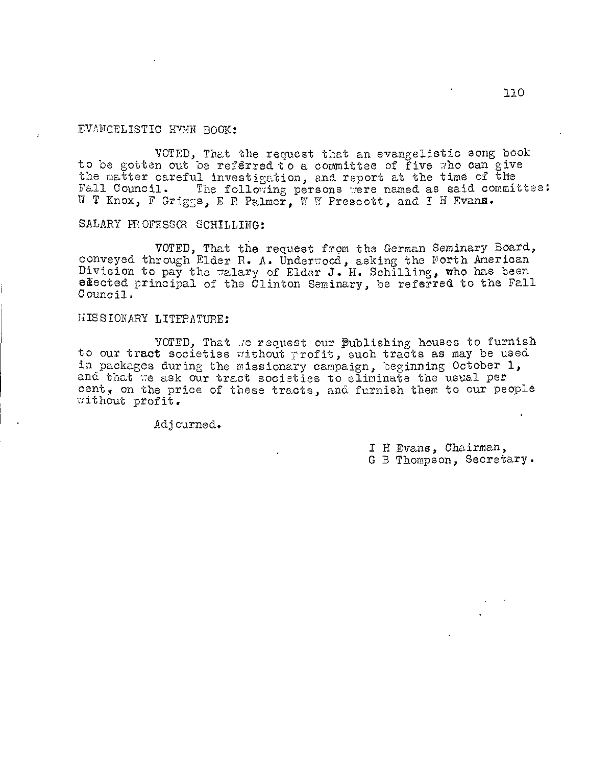EVANGELISTIC HYMN BOOK:

VOTED, That the request that an evangelistic song book to be gotten out be referred to a committee of five who can give the matter careful investigation, and report at the time of the Fall Council. The following persons were named as said committee: W T Knox, F Griggs, E R Palmer, W W Prescott, and I H Evans.

SALARY PROFESSOR SCHILLING:

VOTED, That the request from the German Seminary Board, conveyed through Elder R. A. Underwood, asking the North American Division to pay the salary of Elder J. H. Schilling, who has been elected principal of the Clinton Seminary, be referred to the Fall Council.

MISSIONARY LITERATURE:

VOTED, That we request our publishing houses to furnish to our tract societies without profit, such tracts as may be used in packages during the missionary campaign, beginning October 1, and that we ask our tract societies to eliminate the usual per cent, on the price of these tracts, and furnish them to our people without profit.

Adjourned.

I H Evans, Chairman,
G B Thompson, Secretary.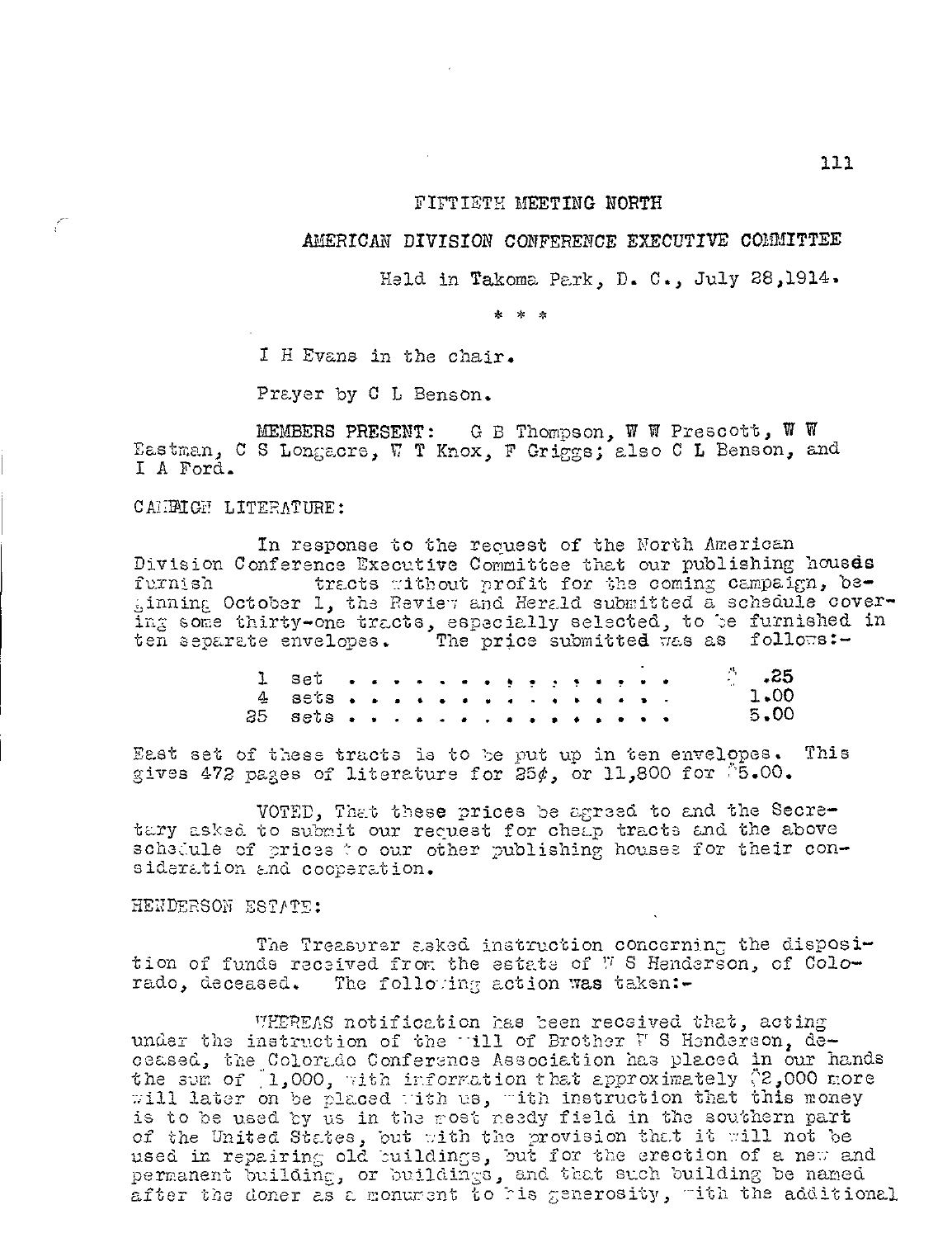FIFTIETH MEETING NORTH

AMERICAN DIVISION CONFERENCE EXECUTIVE COMMITTEE

Held in Takoma Park, D. C., July 28,1914.

\* \* \*

I H Evans in the chair.

Prayer by C L Benson.

MEMBERS PRESENT: G B Thompson, W W Prescott, W W Eastman, C S Longacre, W T Knox, F Griggs; also C L Benson, and I A Ford.

CAMPAIGN LITERATURE:

In response to the request of the North American Division Conference Executive Committee that our publishing houses furnish tracts without profit for the coming campaign, beginning October 1, the Review and Herald submitted a schedule covering some thirty-one tracts, especially selected, to be furnished in ten separate envelopes. The price submitted was as follows:-

| | |
|---|---|
| 1 set . . . . . . . . . . . . . . . | $ .25 |
| 4 sets . . . . . . . . . . . . . . . | 1.00 |
| 25 sets . . . . . . . . . . . . . . . | 5.00 |

East set of these tracts is to be put up in ten envelopes. This gives 472 pages of literature for 25¢, or 11,800 for $5.00.

VOTED, That these prices be agreed to and the Secretary asked to submit our request for cheap tracts and the above schedule of prices to our other publishing houses for their consideration and cooperation.

HENDERSON ESTATE:

The Treasurer asked instruction concerning the disposition of funds received from the estate of W S Henderson, of Colorado, deceased. The following action was taken:-

WHEREAS notification has been received that, acting under the instruction of the will of Brother W S Henderson, deceased, the Colorado Conference Association has placed in our hands the sum of $1,000, with information that approximately $2,000 more will later on be placed with us, with instruction that this money is to be used by us in the most needy field in the southern part of the United States, but with the provision that it will not be used in repairing old buildings, but for the erection of a new and permanent building, or buildings, and that such building be named after the doner as a monument to his generosity, with the additional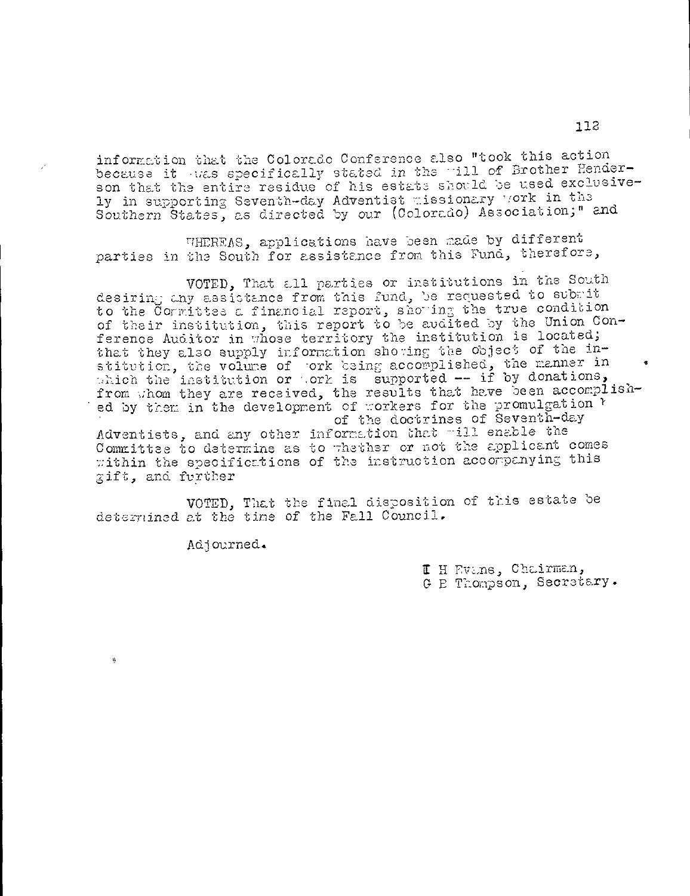information that the Colorado Conference also "took this action because it was specifically stated in the will of Brother Henderson that the entire residue of his estate should be used exclusively in supporting Seventh-day Adventist missionary work in the Southern States, as directed by our (Colorado) Association;" and

WHEREAS, applications have been made by different parties in the South for assistance from this Fund, therefore,

VOTED, That all parties or institutions in the South desiring any assistance from this fund, be requested to submit to the Committee a financial report, showing the true condition of their institution, this report to be audited by the Union Conference Auditor in whose territory the institution is located; that they also supply information showing the object of the institution, the volume of work being accomplished, the manner in which the institution or work is supported -- if by donations, from whom they are received, the results that have been accomplished by them in the development of workers for the promulgation of the doctrines of Seventh-day Adventists, and any other information that will enable the Committee to determine as to whether or not the applicant comes within the specifications of the instruction accompanying this gift, and further

VOTED, That the final disposition of this estate be determined at the time of the Fall Council.

Adjourned.

I H Evans, Chairman,
G B Thompson, Secretary.